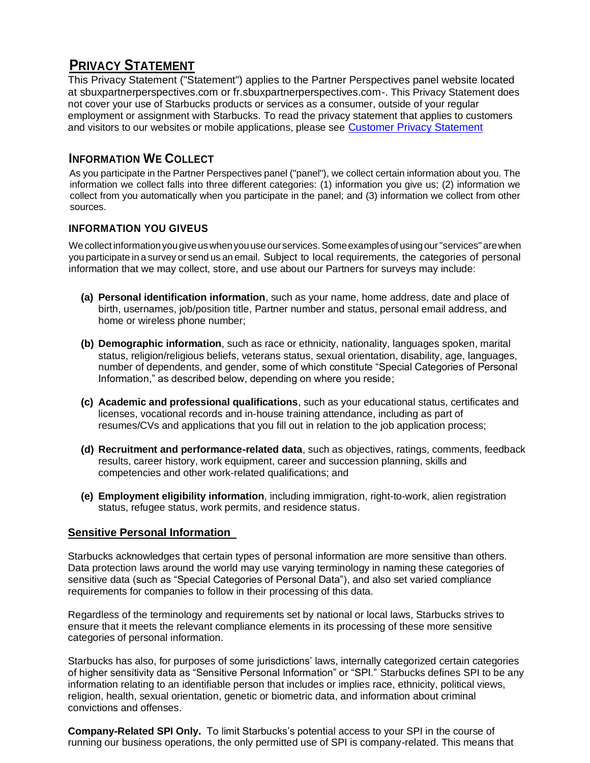# Privacy Statement

This Privacy Statement ("Statement") applies to the Partner Perspectives panel website located at sbuxpartnerperspectives.com or fr.sbuxpartnerperspectives.com-. This Privacy Statement does not cover your use of Starbucks products or services as a consumer, outside of your regular employment or assignment with Starbucks. To read the privacy statement that applies to customers and visitors to our websites or mobile applications, please see [Customer Privacy Statement]

## Information We Collect

As you participate in the Partner Perspectives panel ("panel"), we collect certain information about you. The information we collect falls into three different categories: (1) information you give us; (2) information we collect from you automatically when you participate in the panel; and (3) information we collect from other sources.

### INFORMATION YOU GIVEUS

We collect information you give us when you use our services. Some examples of using our "services" are when you participate in a survey or send us an email. Subject to local requirements, the categories of personal information that we may collect, store, and use about our Partners for surveys may include:

- **(a) Personal identification information**, such as your name, home address, date and place of birth, usernames, job/position title, Partner number and status, personal email address, and home or wireless phone number;
- **(b) Demographic information**, such as race or ethnicity, nationality, languages spoken, marital status, religion/religious beliefs, veterans status, sexual orientation, disability, age, languages, number of dependents, and gender, some of which constitute "Special Categories of Personal Information," as described below, depending on where you reside;
- **(c) Academic and professional qualifications**, such as your educational status, certificates and licenses, vocational records and in-house training attendance, including as part of resumes/CVs and applications that you fill out in relation to the job application process;
- **(d) Recruitment and performance-related data**, such as objectives, ratings, comments, feedback results, career history, work equipment, career and succession planning, skills and competencies and other work-related qualifications; and
- **(e) Employment eligibility information**, including immigration, right-to-work, alien registration status, refugee status, work permits, and residence status.

### Sensitive Personal Information

Starbucks acknowledges that certain types of personal information are more sensitive than others. Data protection laws around the world may use varying terminology in naming these categories of sensitive data (such as "Special Categories of Personal Data"), and also set varied compliance requirements for companies to follow in their processing of this data.

Regardless of the terminology and requirements set by national or local laws, Starbucks strives to ensure that it meets the relevant compliance elements in its processing of these more sensitive categories of personal information.

Starbucks has also, for purposes of some jurisdictions' laws, internally categorized certain categories of higher sensitivity data as "Sensitive Personal Information" or "SPI." Starbucks defines SPI to be any information relating to an identifiable person that includes or implies race, ethnicity, political views, religion, health, sexual orientation, genetic or biometric data, and information about criminal convictions and offenses.

**Company-Related SPI Only.** To limit Starbucks's potential access to your SPI in the course of running our business operations, the only permitted use of SPI is company-related. This means that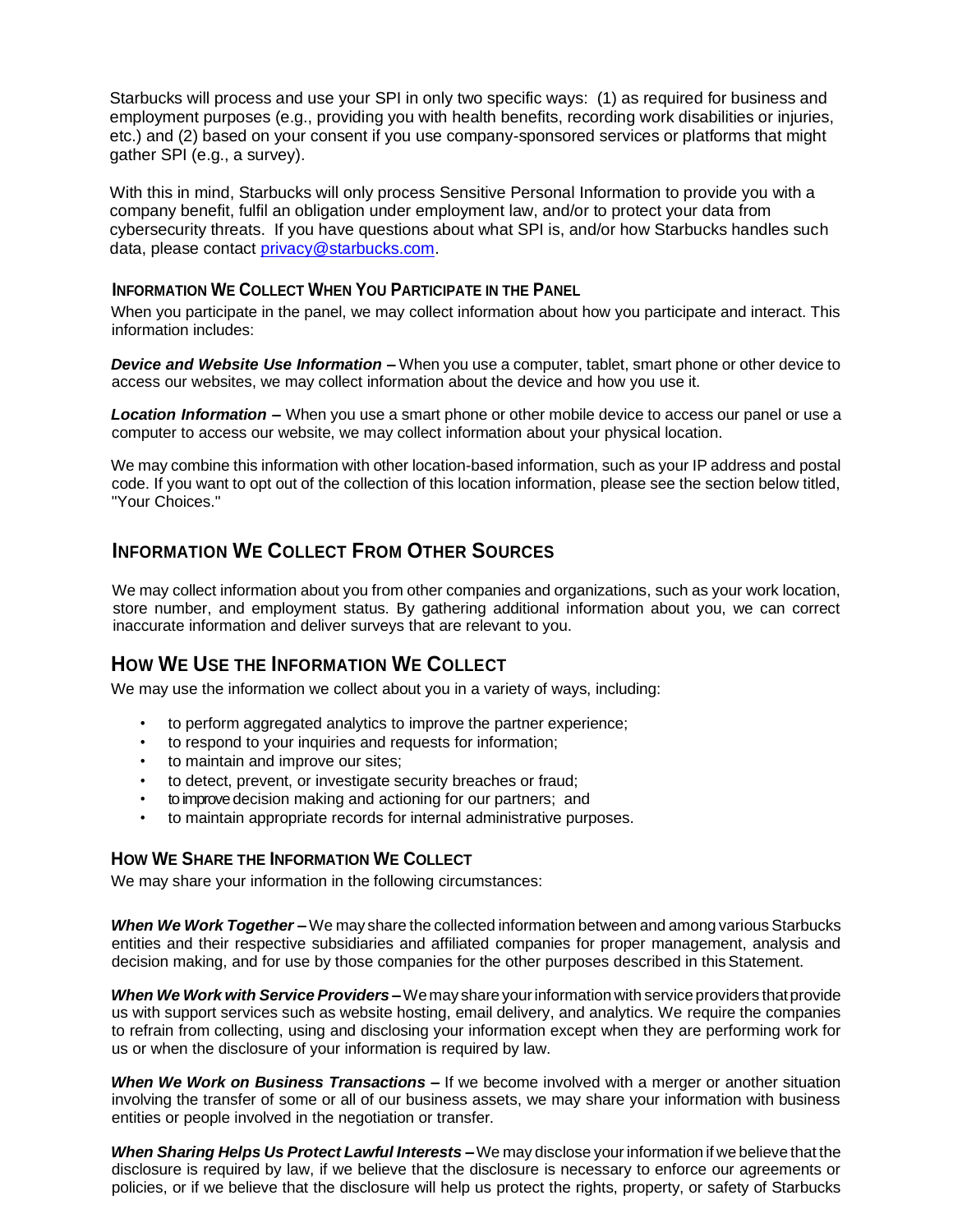Starbucks will process and use your SPI in only two specific ways: (1) as required for business and employment purposes (e.g., providing you with health benefits, recording work disabilities or injuries, etc.) and (2) based on your consent if you use company-sponsored services or platforms that might gather SPI (e.g., a survey).

With this in mind, Starbucks will only process Sensitive Personal Information to provide you with a company benefit, fulfil an obligation under employment law, and/or to protect your data from cybersecurity threats. If you have questions about what SPI is, and/or how Starbucks handles such data, please contact privacy@starbucks.com.

### INFORMATION WE COLLECT WHEN YOU PARTICIPATE IN THE PANEL

When you participate in the panel, we may collect information about how you participate and interact. This information includes:

***Device and Website Use Information –*** When you use a computer, tablet, smart phone or other device to access our websites, we may collect information about the device and how you use it.

***Location Information –*** When you use a smart phone or other mobile device to access our panel or use a computer to access our website, we may collect information about your physical location.

We may combine this information with other location-based information, such as your IP address and postal code. If you want to opt out of the collection of this location information, please see the section below titled, "Your Choices."

## INFORMATION WE COLLECT FROM OTHER SOURCES

We may collect information about you from other companies and organizations, such as your work location, store number, and employment status. By gathering additional information about you, we can correct inaccurate information and deliver surveys that are relevant to you.

## HOW WE USE THE INFORMATION WE COLLECT

We may use the information we collect about you in a variety of ways, including:

- to perform aggregated analytics to improve the partner experience;
- to respond to your inquiries and requests for information;
- to maintain and improve our sites;
- to detect, prevent, or investigate security breaches or fraud;
- to improve decision making and actioning for our partners; and
- to maintain appropriate records for internal administrative purposes.

### HOW WE SHARE THE INFORMATION WE COLLECT

We may share your information in the following circumstances:

***When We Work Together –*** We may share the collected information between and among various Starbucks entities and their respective subsidiaries and affiliated companies for proper management, analysis and decision making, and for use by those companies for the other purposes described in this Statement.

***When We Work with Service Providers –*** We may share your information with service providers that provide us with support services such as website hosting, email delivery, and analytics. We require the companies to refrain from collecting, using and disclosing your information except when they are performing work for us or when the disclosure of your information is required by law.

***When We Work on Business Transactions –*** If we become involved with a merger or another situation involving the transfer of some or all of our business assets, we may share your information with business entities or people involved in the negotiation or transfer.

***When Sharing Helps Us Protect Lawful Interests –*** We may disclose your information if we believe that the disclosure is required by law, if we believe that the disclosure is necessary to enforce our agreements or policies, or if we believe that the disclosure will help us protect the rights, property, or safety of Starbucks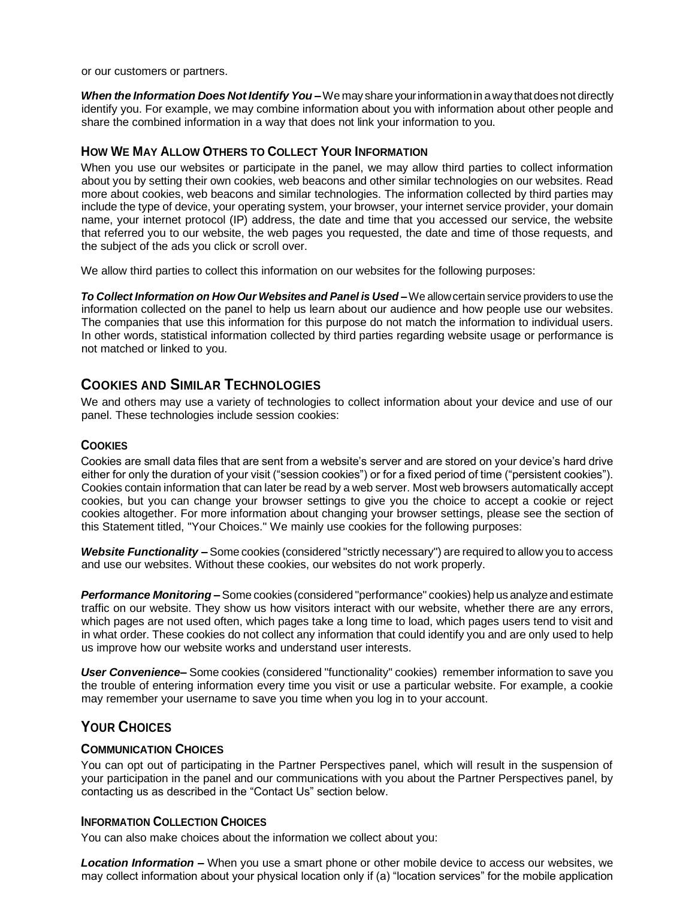or our customers or partners.

***When the Information Does Not Identify You –*** We may share your information in a way that does not directly identify you. For example, we may combine information about you with information about other people and share the combined information in a way that does not link your information to you.

### How We May Allow Others to Collect Your Information

When you use our websites or participate in the panel, we may allow third parties to collect information about you by setting their own cookies, web beacons and other similar technologies on our websites. Read more about cookies, web beacons and similar technologies. The information collected by third parties may include the type of device, your operating system, your browser, your internet service provider, your domain name, your internet protocol (IP) address, the date and time that you accessed our service, the website that referred you to our website, the web pages you requested, the date and time of those requests, and the subject of the ads you click or scroll over.

We allow third parties to collect this information on our websites for the following purposes:

***To Collect Information on How Our Websites and Panel is Used –*** We allow certain service providers to use the information collected on the panel to help us learn about our audience and how people use our websites. The companies that use this information for this purpose do not match the information to individual users. In other words, statistical information collected by third parties regarding website usage or performance is not matched or linked to you.

## Cookies and Similar Technologies

We and others may use a variety of technologies to collect information about your device and use of our panel. These technologies include session cookies:

### Cookies

Cookies are small data files that are sent from a website's server and are stored on your device's hard drive either for only the duration of your visit ("session cookies") or for a fixed period of time ("persistent cookies"). Cookies contain information that can later be read by a web server. Most web browsers automatically accept cookies, but you can change your browser settings to give you the choice to accept a cookie or reject cookies altogether. For more information about changing your browser settings, please see the section of this Statement titled, "Your Choices." We mainly use cookies for the following purposes:

***Website Functionality –*** Some cookies (considered "strictly necessary") are required to allow you to access and use our websites. Without these cookies, our websites do not work properly.

***Performance Monitoring –*** Some cookies (considered "performance" cookies) help us analyze and estimate traffic on our website. They show us how visitors interact with our website, whether there are any errors, which pages are not used often, which pages take a long time to load, which pages users tend to visit and in what order. These cookies do not collect any information that could identify you and are only used to help us improve how our website works and understand user interests.

***User Convenience–*** Some cookies (considered "functionality" cookies) remember information to save you the trouble of entering information every time you visit or use a particular website. For example, a cookie may remember your username to save you time when you log in to your account.

## Your Choices

### Communication Choices

You can opt out of participating in the Partner Perspectives panel, which will result in the suspension of your participation in the panel and our communications with you about the Partner Perspectives panel, by contacting us as described in the "Contact Us" section below.

### Information Collection Choices

You can also make choices about the information we collect about you:

***Location Information –*** When you use a smart phone or other mobile device to access our websites, we may collect information about your physical location only if (a) "location services" for the mobile application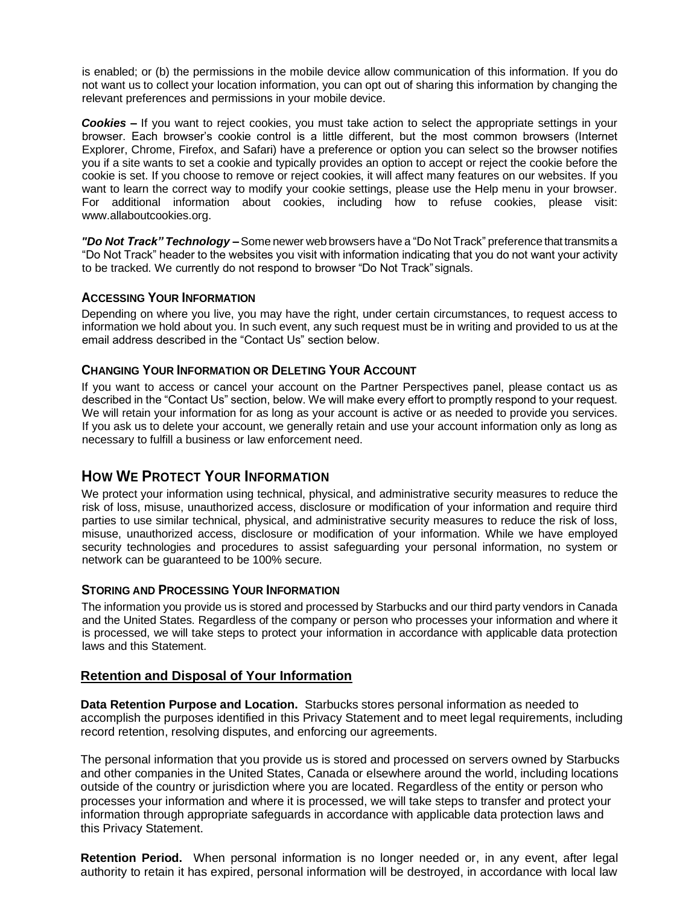is enabled; or (b) the permissions in the mobile device allow communication of this information. If you do not want us to collect your location information, you can opt out of sharing this information by changing the relevant preferences and permissions in your mobile device.

***Cookies –*** If you want to reject cookies, you must take action to select the appropriate settings in your browser. Each browser's cookie control is a little different, but the most common browsers (Internet Explorer, Chrome, Firefox, and Safari) have a preference or option you can select so the browser notifies you if a site wants to set a cookie and typically provides an option to accept or reject the cookie before the cookie is set. If you choose to remove or reject cookies, it will affect many features on our websites. If you want to learn the correct way to modify your cookie settings, please use the Help menu in your browser. For additional information about cookies, including how to refuse cookies, please visit: www.allaboutcookies.org.

***"Do Not Track" Technology –*** Some newer web browsers have a "Do Not Track" preference that transmits a "Do Not Track" header to the websites you visit with information indicating that you do not want your activity to be tracked. We currently do not respond to browser "Do Not Track" signals.

### ACCESSING YOUR INFORMATION

Depending on where you live, you may have the right, under certain circumstances, to request access to information we hold about you. In such event, any such request must be in writing and provided to us at the email address described in the "Contact Us" section below.

### CHANGING YOUR INFORMATION OR DELETING YOUR ACCOUNT

If you want to access or cancel your account on the Partner Perspectives panel, please contact us as described in the "Contact Us" section, below. We will make every effort to promptly respond to your request. We will retain your information for as long as your account is active or as needed to provide you services. If you ask us to delete your account, we generally retain and use your account information only as long as necessary to fulfill a business or law enforcement need.

## HOW WE PROTECT YOUR INFORMATION

We protect your information using technical, physical, and administrative security measures to reduce the risk of loss, misuse, unauthorized access, disclosure or modification of your information and require third parties to use similar technical, physical, and administrative security measures to reduce the risk of loss, misuse, unauthorized access, disclosure or modification of your information. While we have employed security technologies and procedures to assist safeguarding your personal information, no system or network can be guaranteed to be 100% secure.

### STORING AND PROCESSING YOUR INFORMATION

The information you provide us is stored and processed by Starbucks and our third party vendors in Canada and the United States. Regardless of the company or person who processes your information and where it is processed, we will take steps to protect your information in accordance with applicable data protection laws and this Statement.

### Retention and Disposal of Your Information

**Data Retention Purpose and Location.** Starbucks stores personal information as needed to accomplish the purposes identified in this Privacy Statement and to meet legal requirements, including record retention, resolving disputes, and enforcing our agreements.

The personal information that you provide us is stored and processed on servers owned by Starbucks and other companies in the United States, Canada or elsewhere around the world, including locations outside of the country or jurisdiction where you are located. Regardless of the entity or person who processes your information and where it is processed, we will take steps to transfer and protect your information through appropriate safeguards in accordance with applicable data protection laws and this Privacy Statement.

**Retention Period.** When personal information is no longer needed or, in any event, after legal authority to retain it has expired, personal information will be destroyed, in accordance with local law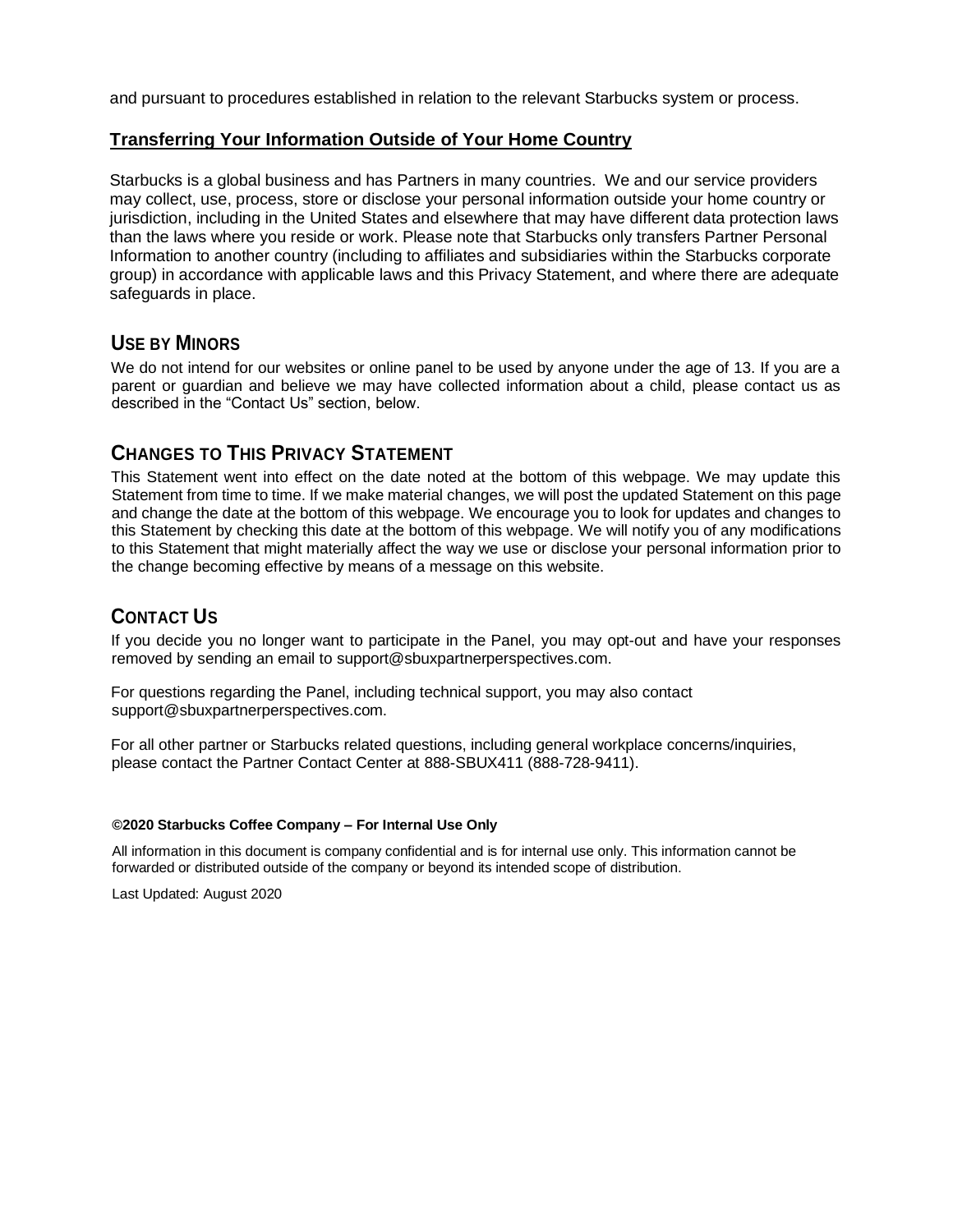and pursuant to procedures established in relation to the relevant Starbucks system or process.

## Transferring Your Information Outside of Your Home Country

Starbucks is a global business and has Partners in many countries. We and our service providers may collect, use, process, store or disclose your personal information outside your home country or jurisdiction, including in the United States and elsewhere that may have different data protection laws than the laws where you reside or work. Please note that Starbucks only transfers Partner Personal Information to another country (including to affiliates and subsidiaries within the Starbucks corporate group) in accordance with applicable laws and this Privacy Statement, and where there are adequate safeguards in place.

## USE BY MINORS

We do not intend for our websites or online panel to be used by anyone under the age of 13. If you are a parent or guardian and believe we may have collected information about a child, please contact us as described in the "Contact Us" section, below.

## CHANGES TO THIS PRIVACY STATEMENT

This Statement went into effect on the date noted at the bottom of this webpage. We may update this Statement from time to time. If we make material changes, we will post the updated Statement on this page and change the date at the bottom of this webpage. We encourage you to look for updates and changes to this Statement by checking this date at the bottom of this webpage. We will notify you of any modifications to this Statement that might materially affect the way we use or disclose your personal information prior to the change becoming effective by means of a message on this website.

## CONTACT US

If you decide you no longer want to participate in the Panel, you may opt-out and have your responses removed by sending an email to support@sbuxpartnerperspectives.com.

For questions regarding the Panel, including technical support, you may also contact support@sbuxpartnerperspectives.com.

For all other partner or Starbucks related questions, including general workplace concerns/inquiries, please contact the Partner Contact Center at 888-SBUX411 (888-728-9411).

**©2020 Starbucks Coffee Company – For Internal Use Only**

All information in this document is company confidential and is for internal use only. This information cannot be forwarded or distributed outside of the company or beyond its intended scope of distribution.

Last Updated: August 2020